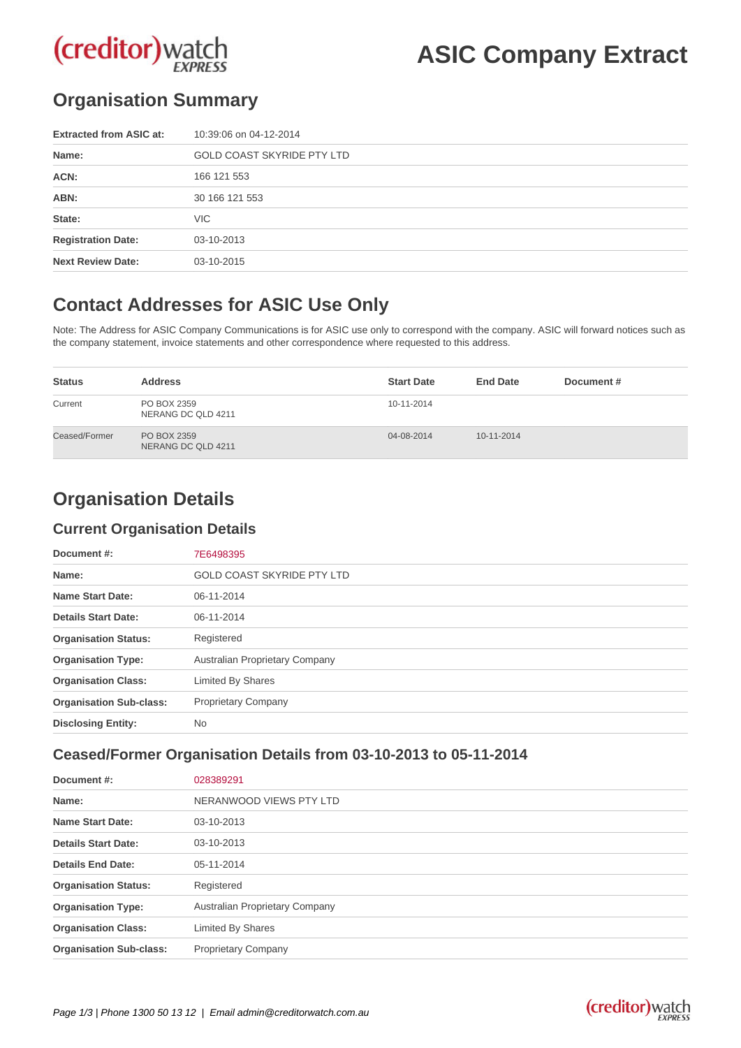# ASIC Company Extract

## Organisation Summary

| | |
|---|---|
| **Extracted from ASIC at:** | 10:39:06 on 04-12-2014 |
| **Name:** | GOLD COAST SKYRIDE PTY LTD |
| **ACN:** | 166 121 553 |
| **ABN:** | 30 166 121 553 |
| **State:** | VIC |
| **Registration Date:** | 03-10-2013 |
| **Next Review Date:** | 03-10-2015 |

## Contact Addresses for ASIC Use Only

Note: The Address for ASIC Company Communications is for ASIC use only to correspond with the company. ASIC will forward notices such as the company statement, invoice statements and other correspondence where requested to this address.

| Status | Address | Start Date | End Date | Document # |
|---|---|---|---|---|
| Current | PO BOX 2359<br>NERANG DC QLD 4211 | 10-11-2014 | | |
| Ceased/Former | PO BOX 2359<br>NERANG DC QLD 4211 | 04-08-2014 | 10-11-2014 | |

## Organisation Details

### Current Organisation Details

| | |
|---|---|
| **Document #:** | 7E6498395 |
| **Name:** | GOLD COAST SKYRIDE PTY LTD |
| **Name Start Date:** | 06-11-2014 |
| **Details Start Date:** | 06-11-2014 |
| **Organisation Status:** | Registered |
| **Organisation Type:** | Australian Proprietary Company |
| **Organisation Class:** | Limited By Shares |
| **Organisation Sub-class:** | Proprietary Company |
| **Disclosing Entity:** | No |

### Ceased/Former Organisation Details from 03-10-2013 to 05-11-2014

| | |
|---|---|
| **Document #:** | 028389291 |
| **Name:** | NERANWOOD VIEWS PTY LTD |
| **Name Start Date:** | 03-10-2013 |
| **Details Start Date:** | 03-10-2013 |
| **Details End Date:** | 05-11-2014 |
| **Organisation Status:** | Registered |
| **Organisation Type:** | Australian Proprietary Company |
| **Organisation Class:** | Limited By Shares |
| **Organisation Sub-class:** | Proprietary Company |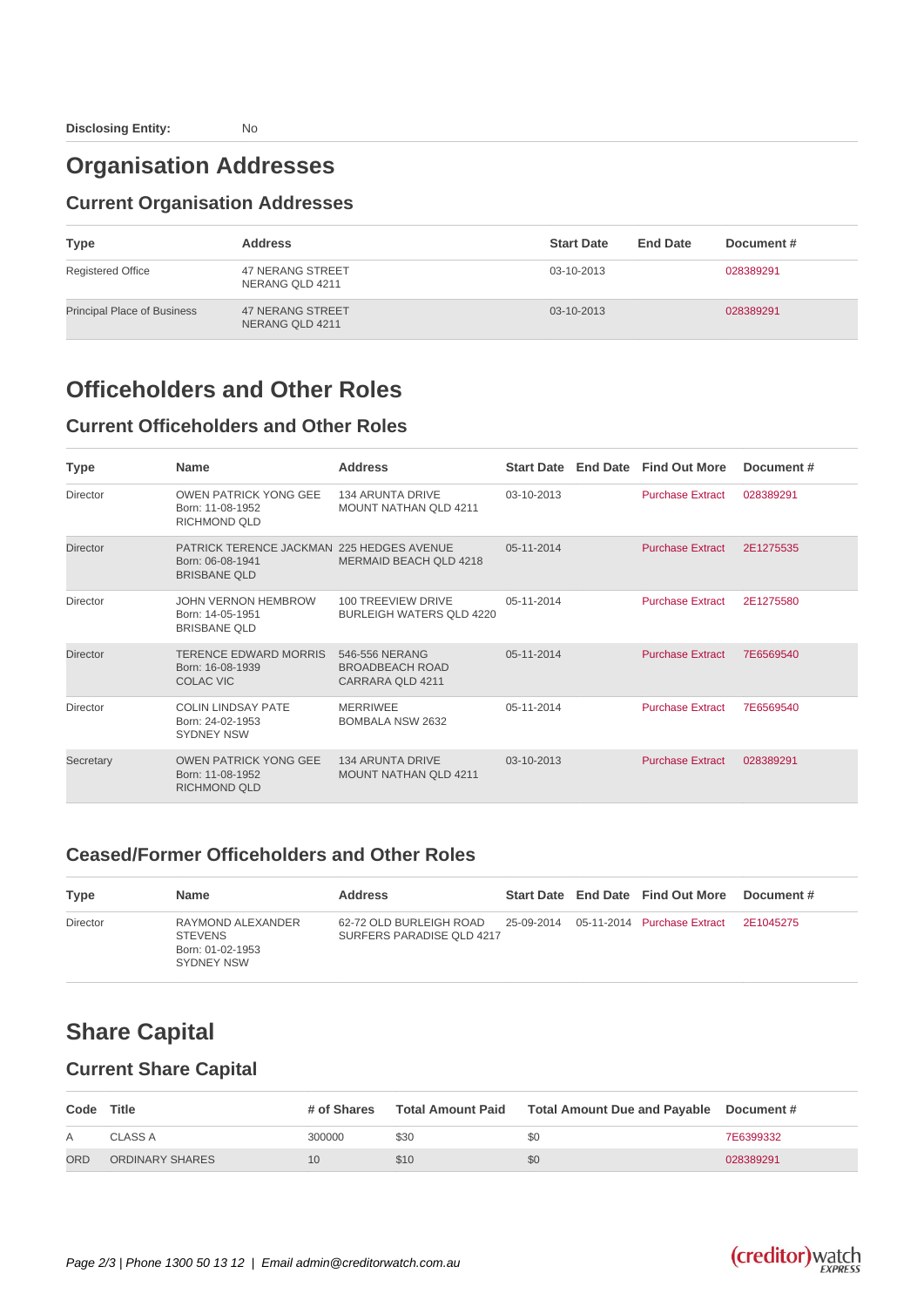**Disclosing Entity:** No

# Organisation Addresses

## Current Organisation Addresses

| Type | Address | Start Date | End Date | Document # |
|---|---|---|---|---|
| Registered Office | 47 NERANG STREET NERANG QLD 4211 | 03-10-2013 | | 028389291 |
| Principal Place of Business | 47 NERANG STREET NERANG QLD 4211 | 03-10-2013 | | 028389291 |

# Officeholders and Other Roles

## Current Officeholders and Other Roles

| Type | Name | Address | Start Date | End Date | Find Out More | Document # |
|---|---|---|---|---|---|---|
| Director | OWEN PATRICK YONG GEE Born: 11-08-1952 RICHMOND QLD | 134 ARUNTA DRIVE MOUNT NATHAN QLD 4211 | 03-10-2013 | | Purchase Extract | 028389291 |
| Director | PATRICK TERENCE JACKMAN Born: 06-08-1941 BRISBANE QLD | 225 HEDGES AVENUE MERMAID BEACH QLD 4218 | 05-11-2014 | | Purchase Extract | 2E1275535 |
| Director | JOHN VERNON HEMBROW Born: 14-05-1951 BRISBANE QLD | 100 TREEVIEW DRIVE BURLEIGH WATERS QLD 4220 | 05-11-2014 | | Purchase Extract | 2E1275580 |
| Director | TERENCE EDWARD MORRIS Born: 16-08-1939 COLAC VIC | 546-556 NERANG BROADBEACH ROAD CARRARA QLD 4211 | 05-11-2014 | | Purchase Extract | 7E6569540 |
| Director | COLIN LINDSAY PATE Born: 24-02-1953 SYDNEY NSW | MERRIWEE BOMBALA NSW 2632 | 05-11-2014 | | Purchase Extract | 7E6569540 |
| Secretary | OWEN PATRICK YONG GEE Born: 11-08-1952 RICHMOND QLD | 134 ARUNTA DRIVE MOUNT NATHAN QLD 4211 | 03-10-2013 | | Purchase Extract | 028389291 |

## Ceased/Former Officeholders and Other Roles

| Type | Name | Address | Start Date | End Date | Find Out More | Document # |
|---|---|---|---|---|---|---|
| Director | RAYMOND ALEXANDER STEVENS Born: 01-02-1953 SYDNEY NSW | 62-72 OLD BURLEIGH ROAD SURFERS PARADISE QLD 4217 | 25-09-2014 | 05-11-2014 | Purchase Extract | 2E1045275 |

# Share Capital

## Current Share Capital

| Code | Title | # of Shares | Total Amount Paid | Total Amount Due and Payable | Document # |
|---|---|---|---|---|---|
| A | CLASS A | 300000 | $30 | $0 | 7E6399332 |
| ORD | ORDINARY SHARES | 10 | $10 | $0 | 028389291 |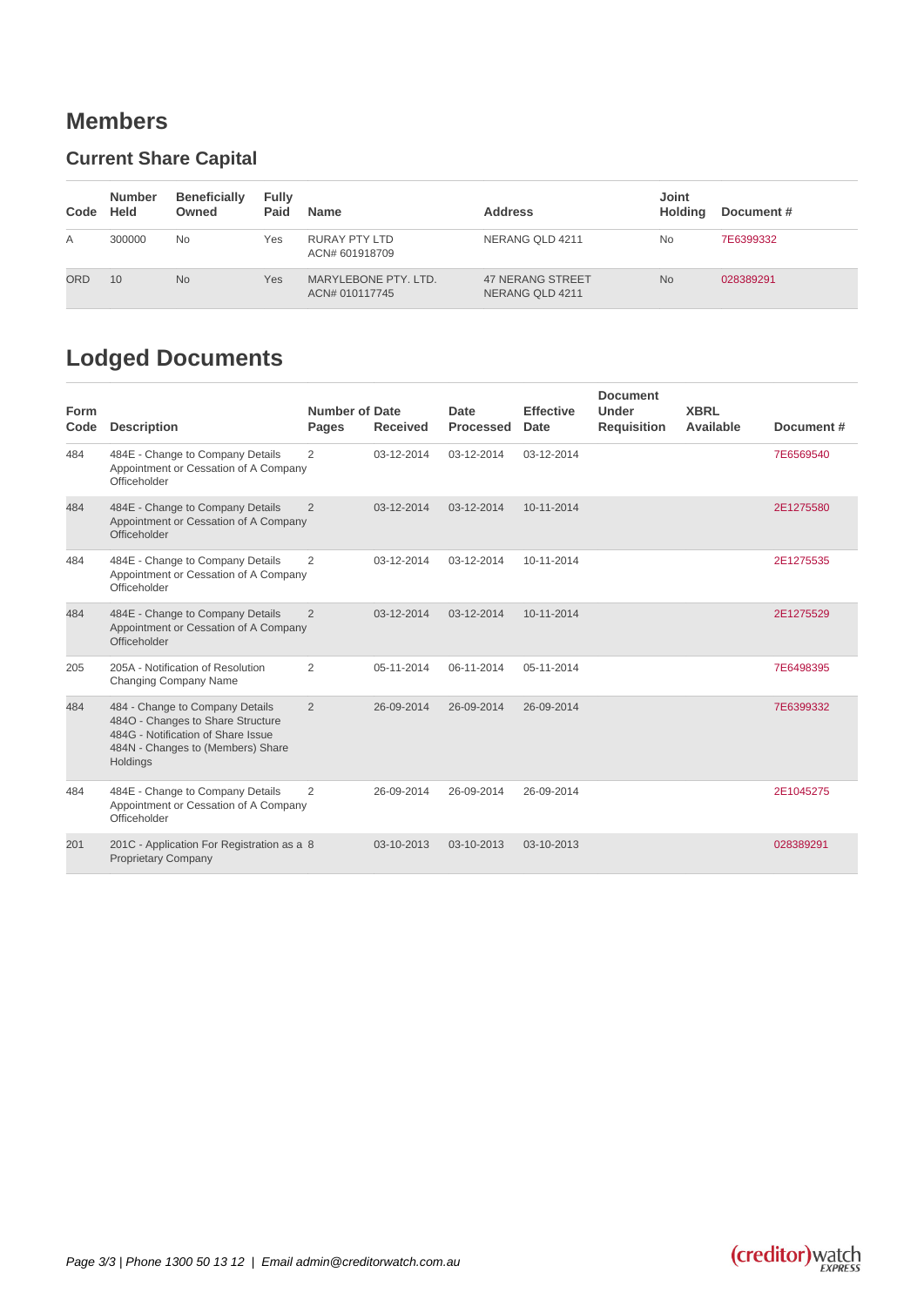# Members

## Current Share Capital

| Code | Number Held | Beneficially Owned | Fully Paid | Name | Address | Joint Holding | Document # |
|---|---|---|---|---|---|---|---|
| A | 300000 | No | Yes | RURAY PTY LTD ACN# 601918709 | NERANG QLD 4211 | No | 7E6399332 |
| ORD | 10 | No | Yes | MARYLEBONE PTY. LTD. ACN# 010117745 | 47 NERANG STREET NERANG QLD 4211 | No | 028389291 |

# Lodged Documents

| Form Code | Description | Number of Pages | Date Received | Date Processed | Effective Date | Document Under Requisition | XBRL Available | Document # |
|---|---|---|---|---|---|---|---|---|
| 484 | 484E - Change to Company Details Appointment or Cessation of A Company Officeholder | 2 | 03-12-2014 | 03-12-2014 | 03-12-2014 | | | 7E6569540 |
| 484 | 484E - Change to Company Details Appointment or Cessation of A Company Officeholder | 2 | 03-12-2014 | 03-12-2014 | 10-11-2014 | | | 2E1275580 |
| 484 | 484E - Change to Company Details Appointment or Cessation of A Company Officeholder | 2 | 03-12-2014 | 03-12-2014 | 10-11-2014 | | | 2E1275535 |
| 484 | 484E - Change to Company Details Appointment or Cessation of A Company Officeholder | 2 | 03-12-2014 | 03-12-2014 | 10-11-2014 | | | 2E1275529 |
| 205 | 205A - Notification of Resolution Changing Company Name | 2 | 05-11-2014 | 06-11-2014 | 05-11-2014 | | | 7E6498395 |
| 484 | 484 - Change to Company Details 484O - Changes to Share Structure 484G - Notification of Share Issue 484N - Changes to (Members) Share Holdings | 2 | 26-09-2014 | 26-09-2014 | 26-09-2014 | | | 7E6399332 |
| 484 | 484E - Change to Company Details Appointment or Cessation of A Company Officeholder | 2 | 26-09-2014 | 26-09-2014 | 26-09-2014 | | | 2E1045275 |
| 201 | 201C - Application For Registration as a Proprietary Company | 8 | 03-10-2013 | 03-10-2013 | 03-10-2013 | | | 028389291 |